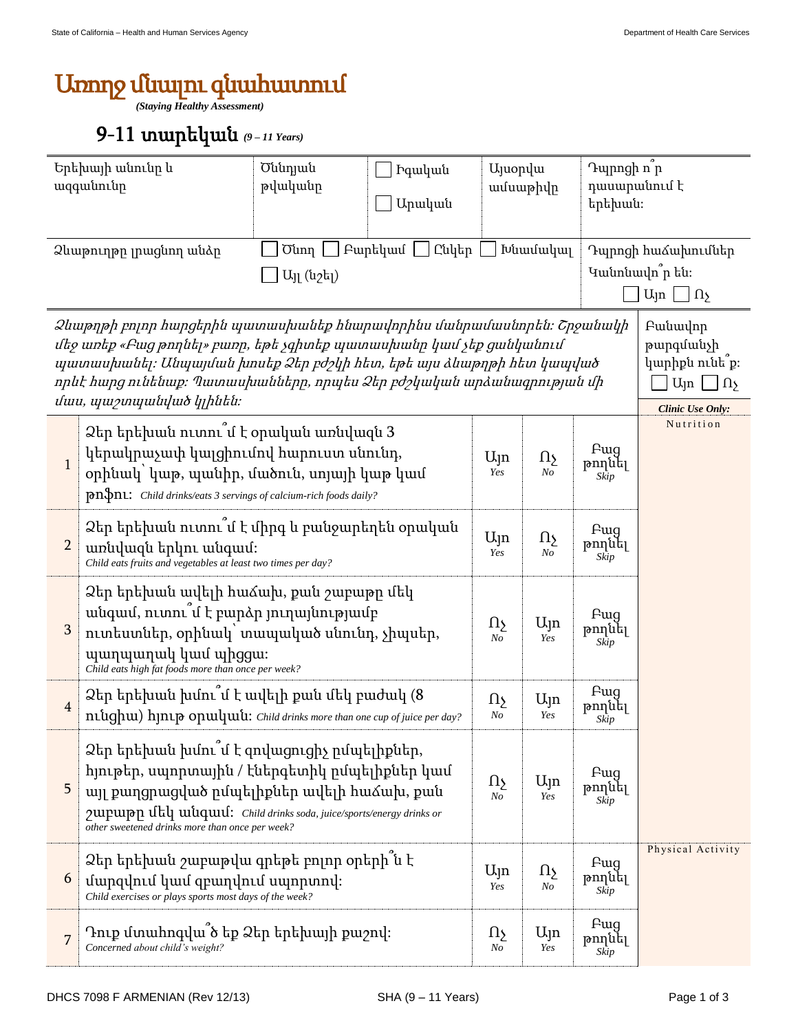# Առողջ մնալու գնահատում

*(Staying Healthy Assessment)*

## 9-11 տարեկան *(9 – 11 Years)*

| Երեխայի անունը և ազգանունը | Ծննդյան թվականը | ☐ Իգական ☐ Արական | Այսօրվա ամսաթիվը | Դպրոցի ո՞ր դասարանում է երեխան: |
|---|---|---|---|---|
| Ձևաթուղթը լրացնող անձը | ☐ Ծնող ☐ Բարեկամ ☐ Ընկեր ☐ Խնամակալ ☐ Այլ (նշել) | | | Դպրոցի հաճախումներ Կանոնավո՞ր են: ☐ Այո ☐ Ոչ |

*Ձևաթղթի բոլոր հարցերին պատասխանեք հնարավորինս մանրամասնորեն: Շրջանակի մեջ առեք «Բաց թողնել» բառը, եթե չգիտեք պատասխանը կամ չեք ցանկանում պատասխանել: Անպայման խոսեք Ձեր բժշկի հետ, եթե այս ձևաթղթի հետ կապված որևէ հարց ունենաք: Պատասխանները, որպես Ձեր բժշկական արձանագրության մի մաս, պաշտպանված կլինեն:*

Բանավոր թարգմանչի կարիքն ունե՞ք: ☐ Այո ☐ Ոչ

| # | Հարց | | | | *Clinic Use Only:* |
|---|---|---|---|---|---|
| 1 | Ձեր երեխան ուտու՞մ է օրական առնվազն 3 կերակրաչափ կալցիումով հարուստ սնունդ, օրինակ՝ կաթ, պանիր, մածուն, սոյայի կաթ կամ թոֆու: *Child drinks/eats 3 servings of calcium-rich foods daily?* | Այո *Yes* | Ոչ *No* | Բաց թողնել *Skip* | Nutrition |
| 2 | Ձեր երեխան ուտու՞մ է միրգ և բանջարեղեն օրական առնվազն երկու անգամ: *Child eats fruits and vegetables at least two times per day?* | Այո *Yes* | Ոչ *No* | Բաց թողնել *Skip* | |
| 3 | Ձեր երեխան ավելի հաճախ, քան շաբաթը մեկ անգամ, ուտու՞մ է բարձր յուղայնությամբ ուտեստներ, օրինակ՝ տապակած սնունդ, չիպսեր, պաղպաղակ կամ պիցցա: *Child eats high fat foods more than once per week?* | Ոչ *No* | Այո *Yes* | Բաց թողնել *Skip* | |
| 4 | Ձեր երեխան խմու՞մ է ավելի քան մեկ բաժակ (8 ունցիա) հյութ օրական: *Child drinks more than one cup of juice per day?* | Ոչ *No* | Այո *Yes* | Բաց թողնել *Skip* | |
| 5 | Ձեր երեխան խմու՞մ է զովացուցիչ ըմպելիքներ, հյութեր, սպորտային / էներգետիկ ըմպելիքներ կամ այլ քաղցրացված ըմպելիքներ ավելի հաճախ, քան շաբաթը մեկ անգամ: *Child drinks soda, juice/sports/energy drinks or other sweetened drinks more than once per week?* | Ոչ *No* | Այո *Yes* | Բաց թողնել *Skip* | |
| 6 | Ձեր երեխան շաբաթվա գրեթե բոլոր օրերի՞ն է մարզվում կամ զբաղվում սպորտով: *Child exercises or plays sports most days of the week?* | Այո *Yes* | Ոչ *No* | Բաց թողնել *Skip* | Physical Activity |
| 7 | Դուք մտահոգվա՞ծ եք Ձեր երեխայի քաշով: *Concerned about child's weight?* | Ոչ *No* | Այո *Yes* | Բաց թողնել *Skip* | |

DHCS 7098 F ARMENIAN (Rev 12/13) SHA (9 – 11 Years)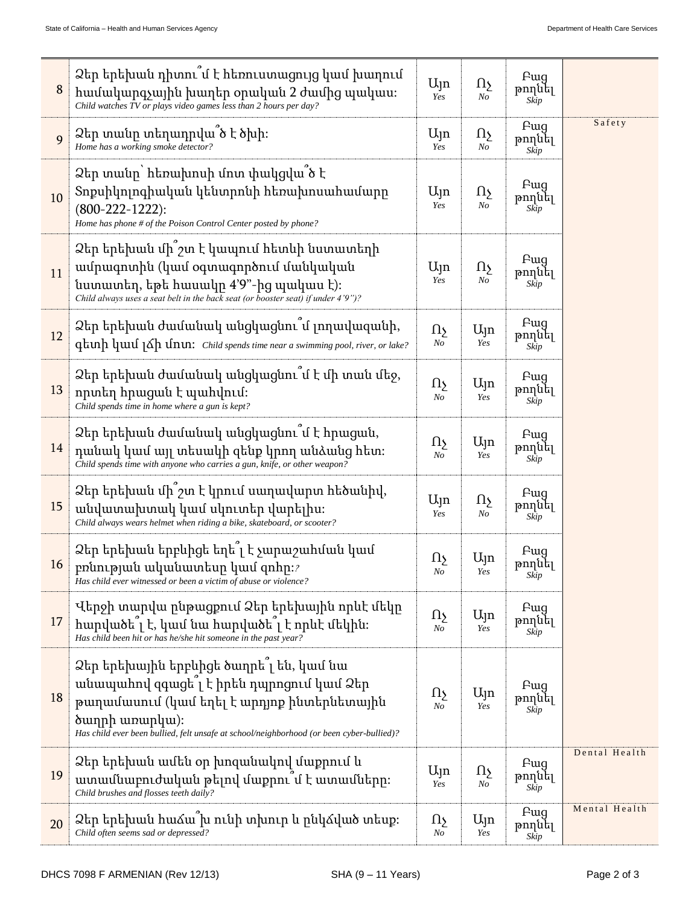| # | Question | | | | |
|---|---|---|---|---|---|
| 8 | Ձեր երեխան դիտու՞մ է հեռուստացույց կամ խաղում համակարգչային խաղեր օրական 2 ժամից պակաս: *Child watches TV or plays video games less than 2 hours per day?* | Այո *Yes* | Ոչ *No* | Բաց թողնել *Skip* | |
| 9 | Ձեր տանը տեղադրվա՞ծ է ծխի: *Home has a working smoke detector?* | Այո *Yes* | Ոչ *No* | Բաց թողնել *Skip* | Safety |
| 10 | Ձեր տանը՝ հեռախոսի մոտ փակցվա՞ծ է Տոքսիկոլոգիական կենտրոնի հեռախոսահամարը (800-222-1222): *Home has phone # of the Poison Control Center posted by phone?* | Այո *Yes* | Ոչ *No* | Բաց թողնել *Skip* | |
| 11 | Ձեր երեխան մի՞շտ է կապում հետևի նստատեղի ամրագոտին (կամ օգտագործում մանկական նստատեղ, եթե հասակը 4'9"-ից պակաս է): *Child always uses a seat belt in the back seat (or booster seat) if under 4'9")?* | Այո *Yes* | Ոչ *No* | Բաց թողնել *Skip* | |
| 12 | Ձեր երեխան ժամանակ անցկացնու՞մ լողավազանի, գետի կամ լճի մոտ: *Child spends time near a swimming pool, river, or lake?* | Ոչ *No* | Այո *Yes* | Բաց թողնել *Skip* | |
| 13 | Ձեր երեխան ժամանակ անցկացնու՞մ է մի տան մեջ, որտեղ հրացան է պահվում: *Child spends time in home where a gun is kept?* | Ոչ *No* | Այո *Yes* | Բաց թողնել *Skip* | |
| 14 | Ձեր երեխան ժամանակ անցկացնու՞մ է հրացան, դանակ կամ այլ տեսակի զենք կրող անձանց հետ: *Child spends time with anyone who carries a gun, knife, or other weapon?* | Ոչ *No* | Այո *Yes* | Բաց թողնել *Skip* | |
| 15 | Ձեր երեխան մի՞շտ է կրում սաղավարտ հեծանիվ, անվատախտակ կամ սկուտեր վարելիս: *Child always wears helmet when riding a bike, skateboard, or scooter?* | Այո *Yes* | Ոչ *No* | Բաց թողնել *Skip* | |
| 16 | Ձեր երեխան երբևիցե եղե՞լ է չարաշահման կամ բռնության ականատեսը կամ զոհը:? *Has child ever witnessed or been a victim of abuse or violence?* | Ոչ *No* | Այո *Yes* | Բաց թողնել *Skip* | |
| 17 | Վերջի տարվա ընթացքում Ձեր երեխային որևէ մեկը հարվածե՞լ է, կամ նա հարվածե՞լ է որևէ մեկին: *Has child been hit or has he/she hit someone in the past year?* | Ոչ *No* | Այո *Yes* | Բաց թողնել *Skip* | |
| 18 | Ձեր երեխային երբևիցե ծաղրե՞լ են, կամ նա անապահով զգացե՞լ է իրեն դպրոցում կամ Ձեր թաղամասում (կամ եղել է արդյոք ինտերնետային ծաղրի առարկա): *Has child ever been bullied, felt unsafe at school/neighborhood (or been cyber-bullied)?* | Ոչ *No* | Այո *Yes* | Բաց թողնել *Skip* | |
| 19 | Ձեր երեխան ամեն օր խոզանակով մաքրում և ատամնաբուժական թելով մաքրու՞մ է ատամները: *Child brushes and flosses teeth daily?* | Այո *Yes* | Ոչ *No* | Բաց թողնել *Skip* | Dental Health |
| 20 | Ձեր երեխան հաճա՞խ ունի տխուր և ընկճված տեսք: *Child often seems sad or depressed?* | Ոչ *No* | Այո *Yes* | Բաց թողնել *Skip* | Mental Health |

DHCS 7098 F ARMENIAN (Rev 12/13) SHA (9 – 11 Years)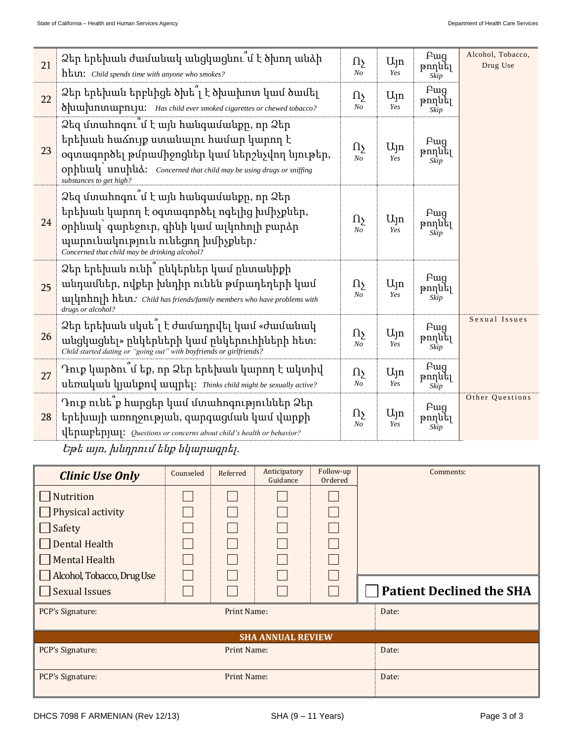| | | | | | |
|---|---|---|---|---|---|
| 21 | Ձեր երեխան ժամանակ անցկացնու՞մ է ծխող անձի հետ: *Child spends time with anyone who smokes?* | Ոչ *No* | Այո *Yes* | Բաց թողնել *Skip* | Alcohol, Tobacco, Drug Use |
| 22 | Ձեր երեխան երբևիցե ծխե՞լ է ծխախոտ կամ ծամել ծխախոտաբույս: *Has child ever smoked cigarettes or chewed tobacco?* | Ոչ *No* | Այո *Yes* | Բաց թողնել *Skip* | |
| 23 | Ձեզ մտահոգու՞մ է այն հանգամանքը, որ Ձեր երեխան հաճույք ստանալու համար կարող է օգտագործել թմրամիջոցներ կամ ներշնչվող նյութեր, օրինակ՝ սոսինձ: *Concerned that child may be using drugs or sniffing substances to get high?* | Ոչ *No* | Այո *Yes* | Բաց թողնել *Skip* | |
| 24 | Ձեզ մտահոգու՞մ է այն հանգամանքը, որ Ձեր երեխան կարող է օգտագործել ոգելից խմիչքներ, օրինակ՝ գարեջուր, գինի կամ ալկոհոլի բարձր պարունակություն ունեցող խմիչքներ: *Concerned that child may be drinking alcohol?* | Ոչ *No* | Այո *Yes* | Բաց թողնել *Skip* | |
| 25 | Ձեր երեխան ունի՞ ընկերներ կամ ընտանիքի անդամներ, ովքեր խնդիր ունեն թմրադեղերի կամ ալկոհոլի հետ: *Child has friends/family members who have problems with drugs or alcohol?* | Ոչ *No* | Այո *Yes* | Բաց թողնել *Skip* | |
| 26 | Ձեր երեխան սկսե՞լ է ժամադրվել կամ «ժամանակ անցկացնել» ընկերների կամ ընկերուհիների հետ: *Child started dating or "going out" with boyfriends or girlfriends?* | Ոչ *No* | Այո *Yes* | Բաց թողնել *Skip* | Sexual Issues |
| 27 | Դուք կարծու՞մ եք, որ Ձեր երեխան կարող է ակտիվ սեռական կյանքով ապրել: *Thinks child might be sexually active?* | Ոչ *No* | Այո *Yes* | Բաց թողնել *Skip* | |
| 28 | Դուք ունե՞ք հարցեր կամ մտահոգություններ Ձեր երեխայի առողջության, զարգացման կամ վարքի վերաբերյալ: *Questions or concerns about child's health or behavior?* | Ոչ *No* | Այո *Yes* | Բաց թողնել *Skip* | Other Questions |

*Եթե այո, խնդրում ենք նկարագրել.*

| ***Clinic Use Only*** | Counseled | Referred | Anticipatory Guidance | Follow-up Ordered | Comments: |
|---|---|---|---|---|---|
| ☐ Nutrition | ☐ | ☐ | ☐ | ☐ | |
| ☐ Physical activity | ☐ | ☐ | ☐ | ☐ | |
| ☐ Safety | ☐ | ☐ | ☐ | ☐ | |
| ☐ Dental Health | ☐ | ☐ | ☐ | ☐ | |
| ☐ Mental Health | ☐ | ☐ | ☐ | ☐ | |
| ☐ Alcohol, Tobacco, Drug Use | ☐ | ☐ | ☐ | ☐ | |
| ☐ Sexual Issues | ☐ | ☐ | ☐ | ☐ | ☐ **Patient Declined the SHA** |

| PCP's Signature: | Print Name: | Date: |
|---|---|---|

**SHA ANNUAL REVIEW**

| PCP's Signature: | Print Name: | Date: |
|---|---|---|
| PCP's Signature: | Print Name: | Date: |

DHCS 7098 F ARMENIAN (Rev 12/13) SHA (9 – 11 Years)